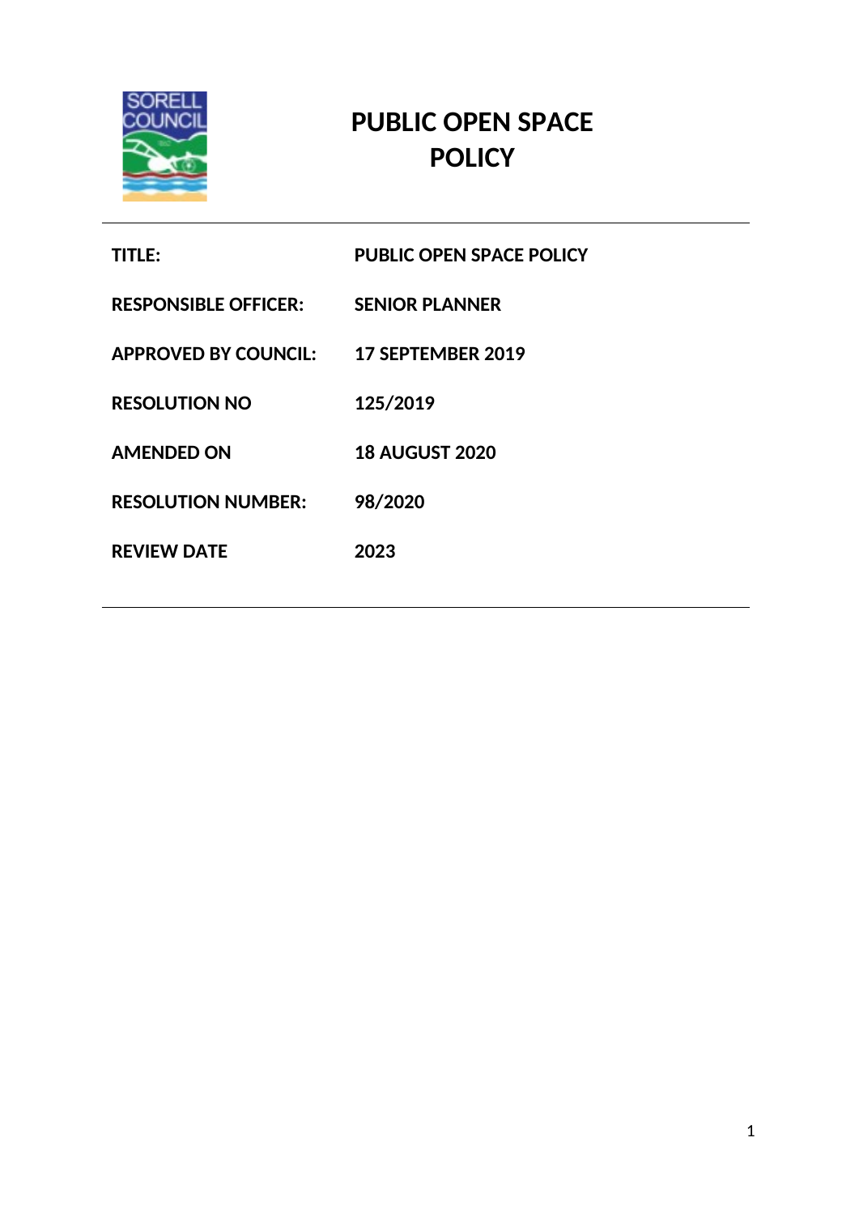# PUBLIC OPEN SPACE POLICY

| | |
|---|---|
| **TITLE:** | **PUBLIC OPEN SPACE POLICY** |
| **RESPONSIBLE OFFICER:** | **SENIOR PLANNER** |
| **APPROVED BY COUNCIL:** | **17 SEPTEMBER 2019** |
| **RESOLUTION NO** | **125/2019** |
| **AMENDED ON** | **18 AUGUST 2020** |
| **RESOLUTION NUMBER:** | **98/2020** |
| **REVIEW DATE** | **2023** |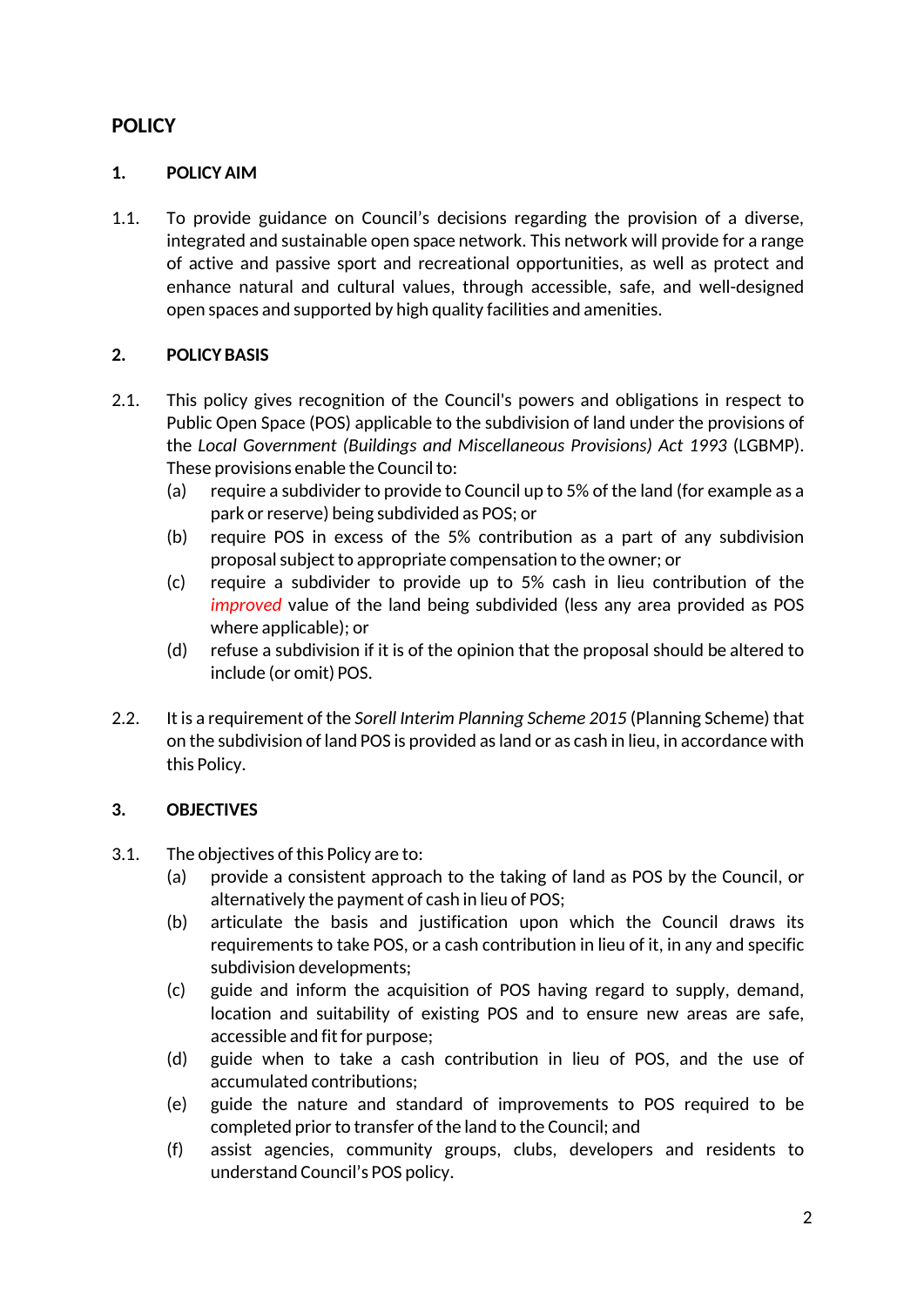## POLICY

### 1. POLICY AIM

1.1. To provide guidance on Council's decisions regarding the provision of a diverse, integrated and sustainable open space network. This network will provide for a range of active and passive sport and recreational opportunities, as well as protect and enhance natural and cultural values, through accessible, safe, and well-designed open spaces and supported by high quality facilities and amenities.

### 2. POLICY BASIS

2.1. This policy gives recognition of the Council's powers and obligations in respect to Public Open Space (POS) applicable to the subdivision of land under the provisions of the *Local Government (Buildings and Miscellaneous Provisions) Act 1993* (LGBMP). These provisions enable the Council to:

- (a) require a subdivider to provide to Council up to 5% of the land (for example as a park or reserve) being subdivided as POS; or
- (b) require POS in excess of the 5% contribution as a part of any subdivision proposal subject to appropriate compensation to the owner; or
- (c) require a subdivider to provide up to 5% cash in lieu contribution of the *improved* value of the land being subdivided (less any area provided as POS where applicable); or
- (d) refuse a subdivision if it is of the opinion that the proposal should be altered to include (or omit) POS.

2.2. It is a requirement of the *Sorell Interim Planning Scheme 2015* (Planning Scheme) that on the subdivision of land POS is provided as land or as cash in lieu, in accordance with this Policy.

### 3. OBJECTIVES

3.1. The objectives of this Policy are to:

- (a) provide a consistent approach to the taking of land as POS by the Council, or alternatively the payment of cash in lieu of POS;
- (b) articulate the basis and justification upon which the Council draws its requirements to take POS, or a cash contribution in lieu of it, in any and specific subdivision developments;
- (c) guide and inform the acquisition of POS having regard to supply, demand, location and suitability of existing POS and to ensure new areas are safe, accessible and fit for purpose;
- (d) guide when to take a cash contribution in lieu of POS, and the use of accumulated contributions;
- (e) guide the nature and standard of improvements to POS required to be completed prior to transfer of the land to the Council; and
- (f) assist agencies, community groups, clubs, developers and residents to understand Council's POS policy.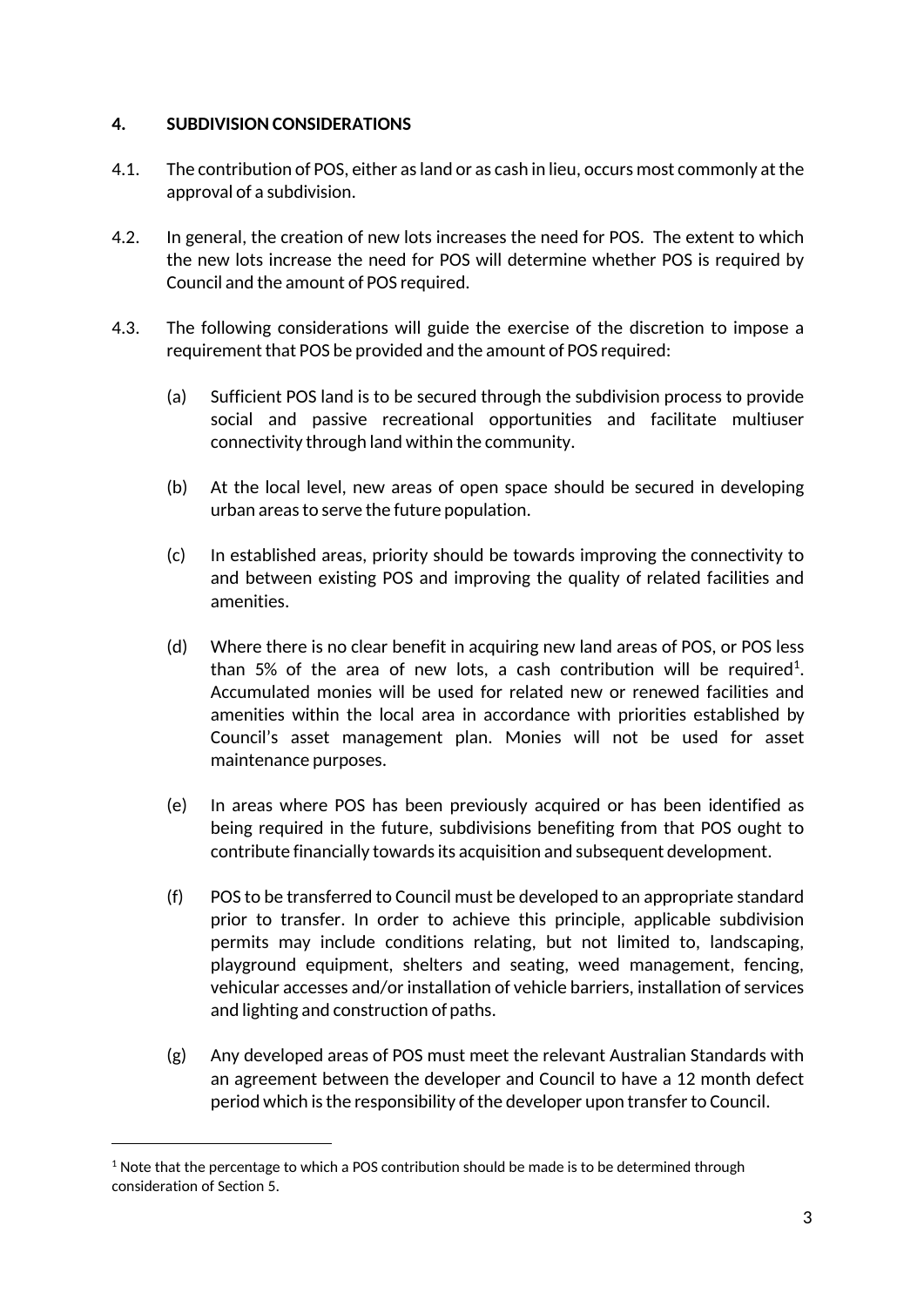## 4. SUBDIVISION CONSIDERATIONS

4.1. The contribution of POS, either as land or as cash in lieu, occurs most commonly at the approval of a subdivision.

4.2. In general, the creation of new lots increases the need for POS. The extent to which the new lots increase the need for POS will determine whether POS is required by Council and the amount of POS required.

4.3. The following considerations will guide the exercise of the discretion to impose a requirement that POS be provided and the amount of POS required:

(a) Sufficient POS land is to be secured through the subdivision process to provide social and passive recreational opportunities and facilitate multiuser connectivity through land within the community.

(b) At the local level, new areas of open space should be secured in developing urban areas to serve the future population.

(c) In established areas, priority should be towards improving the connectivity to and between existing POS and improving the quality of related facilities and amenities.

(d) Where there is no clear benefit in acquiring new land areas of POS, or POS less than 5% of the area of new lots, a cash contribution will be required[1]. Accumulated monies will be used for related new or renewed facilities and amenities within the local area in accordance with priorities established by Council's asset management plan. Monies will not be used for asset maintenance purposes.

(e) In areas where POS has been previously acquired or has been identified as being required in the future, subdivisions benefiting from that POS ought to contribute financially towards its acquisition and subsequent development.

(f) POS to be transferred to Council must be developed to an appropriate standard prior to transfer. In order to achieve this principle, applicable subdivision permits may include conditions relating, but not limited to, landscaping, playground equipment, shelters and seating, weed management, fencing, vehicular accesses and/or installation of vehicle barriers, installation of services and lighting and construction of paths.

(g) Any developed areas of POS must meet the relevant Australian Standards with an agreement between the developer and Council to have a 12 month defect period which is the responsibility of the developer upon transfer to Council.

---

[1] Note that the percentage to which a POS contribution should be made is to be determined through consideration of Section 5.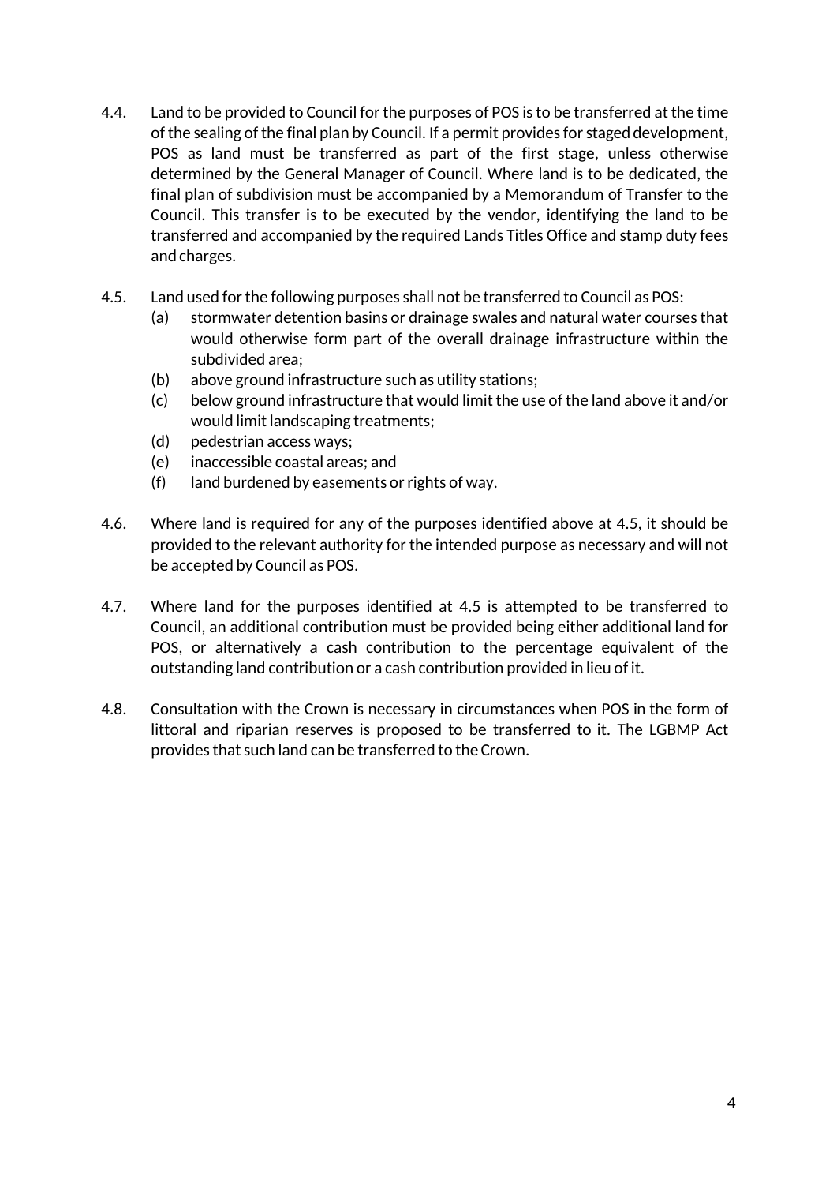4.4. Land to be provided to Council for the purposes of POS is to be transferred at the time of the sealing of the final plan by Council. If a permit provides for staged development, POS as land must be transferred as part of the first stage, unless otherwise determined by the General Manager of Council. Where land is to be dedicated, the final plan of subdivision must be accompanied by a Memorandum of Transfer to the Council. This transfer is to be executed by the vendor, identifying the land to be transferred and accompanied by the required Lands Titles Office and stamp duty fees and charges.

4.5. Land used for the following purposes shall not be transferred to Council as POS:

- (a) stormwater detention basins or drainage swales and natural water courses that would otherwise form part of the overall drainage infrastructure within the subdivided area;
- (b) above ground infrastructure such as utility stations;
- (c) below ground infrastructure that would limit the use of the land above it and/or would limit landscaping treatments;
- (d) pedestrian access ways;
- (e) inaccessible coastal areas; and
- (f) land burdened by easements or rights of way.

4.6. Where land is required for any of the purposes identified above at 4.5, it should be provided to the relevant authority for the intended purpose as necessary and will not be accepted by Council as POS.

4.7. Where land for the purposes identified at 4.5 is attempted to be transferred to Council, an additional contribution must be provided being either additional land for POS, or alternatively a cash contribution to the percentage equivalent of the outstanding land contribution or a cash contribution provided in lieu of it.

4.8. Consultation with the Crown is necessary in circumstances when POS in the form of littoral and riparian reserves is proposed to be transferred to it. The LGBMP Act provides that such land can be transferred to the Crown.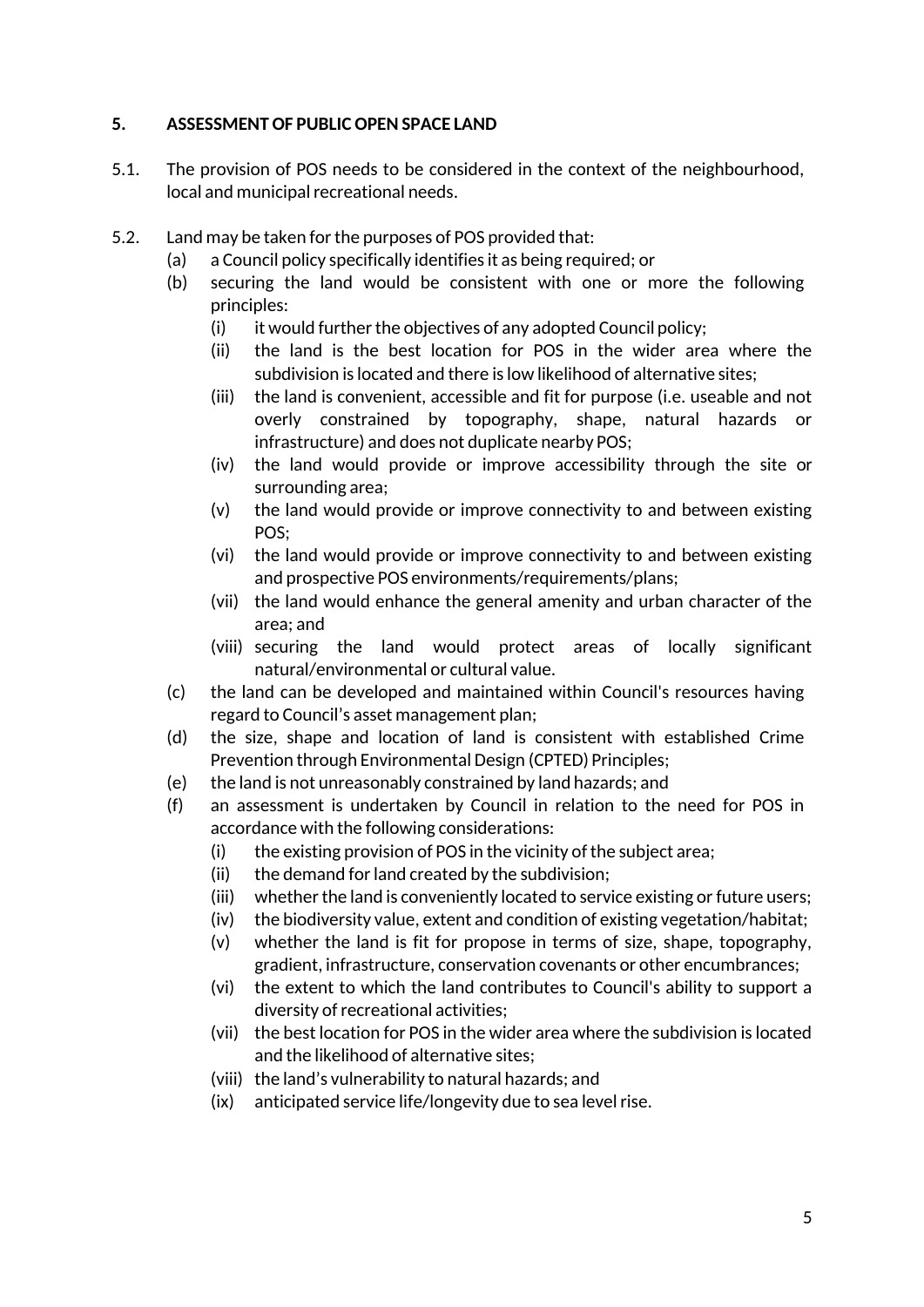## 5. ASSESSMENT OF PUBLIC OPEN SPACE LAND

5.1. The provision of POS needs to be considered in the context of the neighbourhood, local and municipal recreational needs.

5.2. Land may be taken for the purposes of POS provided that:

- (a) a Council policy specifically identifies it as being required; or
- (b) securing the land would be consistent with one or more the following principles:
  - (i) it would further the objectives of any adopted Council policy;
  - (ii) the land is the best location for POS in the wider area where the subdivision is located and there is low likelihood of alternative sites;
  - (iii) the land is convenient, accessible and fit for purpose (i.e. useable and not overly constrained by topography, shape, natural hazards or infrastructure) and does not duplicate nearby POS;
  - (iv) the land would provide or improve accessibility through the site or surrounding area;
  - (v) the land would provide or improve connectivity to and between existing POS;
  - (vi) the land would provide or improve connectivity to and between existing and prospective POS environments/requirements/plans;
  - (vii) the land would enhance the general amenity and urban character of the area; and
  - (viii) securing the land would protect areas of locally significant natural/environmental or cultural value.
- (c) the land can be developed and maintained within Council's resources having regard to Council's asset management plan;
- (d) the size, shape and location of land is consistent with established Crime Prevention through Environmental Design (CPTED) Principles;
- (e) the land is not unreasonably constrained by land hazards; and
- (f) an assessment is undertaken by Council in relation to the need for POS in accordance with the following considerations:
  - (i) the existing provision of POS in the vicinity of the subject area;
  - (ii) the demand for land created by the subdivision;
  - (iii) whether the land is conveniently located to service existing or future users;
  - (iv) the biodiversity value, extent and condition of existing vegetation/habitat;
  - (v) whether the land is fit for propose in terms of size, shape, topography, gradient, infrastructure, conservation covenants or other encumbrances;
  - (vi) the extent to which the land contributes to Council's ability to support a diversity of recreational activities;
  - (vii) the best location for POS in the wider area where the subdivision is located and the likelihood of alternative sites;
  - (viii) the land's vulnerability to natural hazards; and
  - (ix) anticipated service life/longevity due to sea level rise.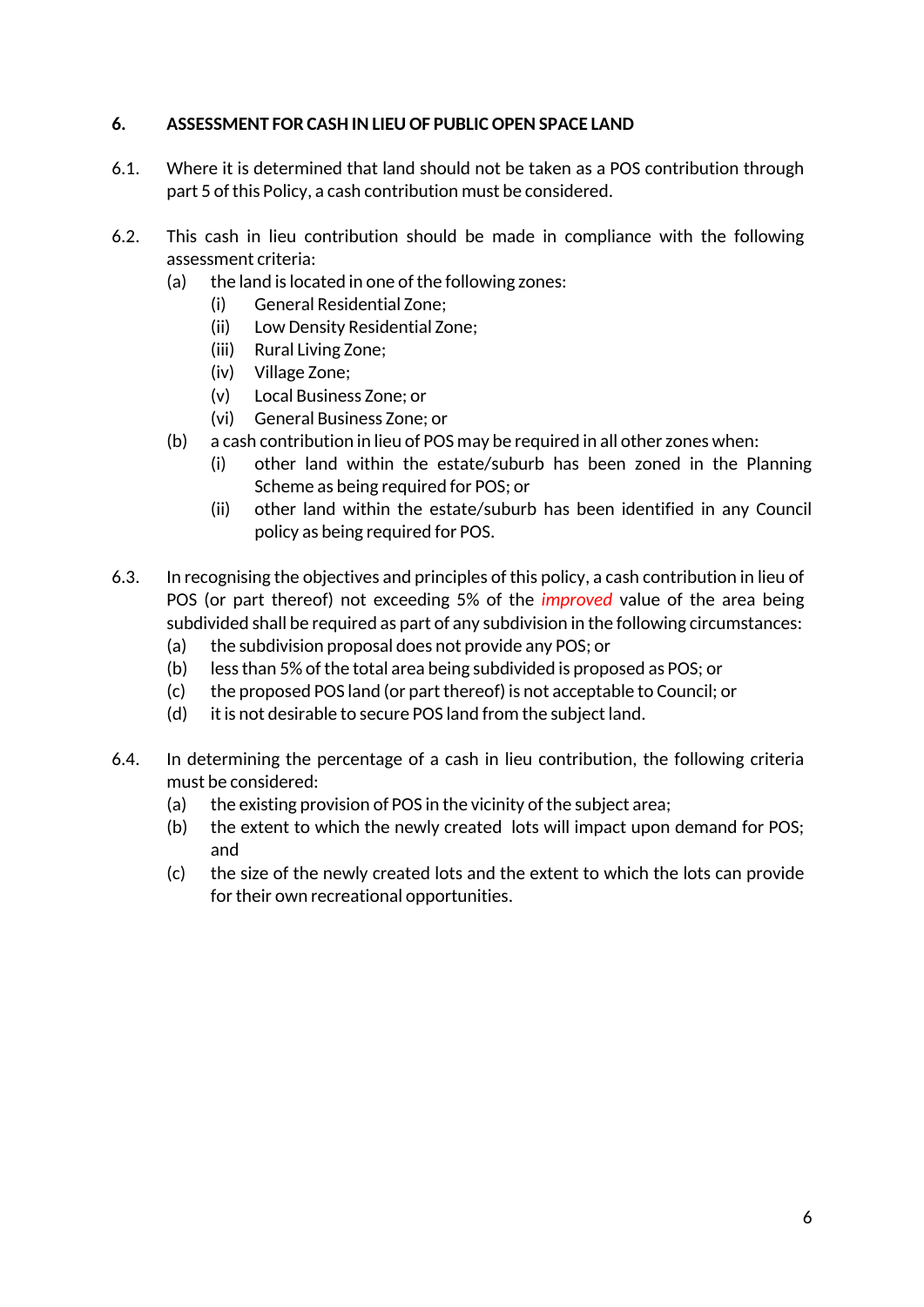## 6. ASSESSMENT FOR CASH IN LIEU OF PUBLIC OPEN SPACE LAND

6.1. Where it is determined that land should not be taken as a POS contribution through part 5 of this Policy, a cash contribution must be considered.

6.2. This cash in lieu contribution should be made in compliance with the following assessment criteria:

(a) the land is located in one of the following zones:

(i) General Residential Zone;

(ii) Low Density Residential Zone;

(iii) Rural Living Zone;

(iv) Village Zone;

(v) Local Business Zone; or

(vi) General Business Zone; or

(b) a cash contribution in lieu of POS may be required in all other zones when:

(i) other land within the estate/suburb has been zoned in the Planning Scheme as being required for POS; or

(ii) other land within the estate/suburb has been identified in any Council policy as being required for POS.

6.3. In recognising the objectives and principles of this policy, a cash contribution in lieu of POS (or part thereof) not exceeding 5% of the *improved* value of the area being subdivided shall be required as part of any subdivision in the following circumstances:

(a) the subdivision proposal does not provide any POS; or

(b) less than 5% of the total area being subdivided is proposed as POS; or

(c) the proposed POS land (or part thereof) is not acceptable to Council; or

(d) it is not desirable to secure POS land from the subject land.

6.4. In determining the percentage of a cash in lieu contribution, the following criteria must be considered:

(a) the existing provision of POS in the vicinity of the subject area;

(b) the extent to which the newly created lots will impact upon demand for POS; and

(c) the size of the newly created lots and the extent to which the lots can provide for their own recreational opportunities.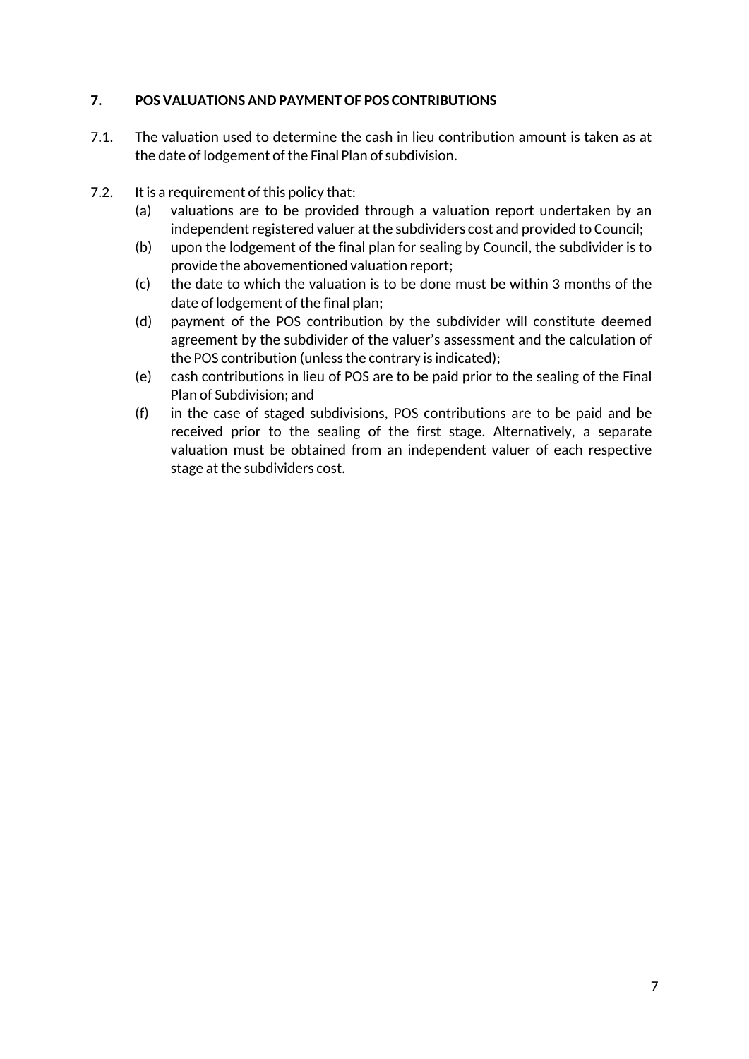## 7. POS VALUATIONS AND PAYMENT OF POS CONTRIBUTIONS

7.1. The valuation used to determine the cash in lieu contribution amount is taken as at the date of lodgement of the Final Plan of subdivision.

7.2. It is a requirement of this policy that:

(a) valuations are to be provided through a valuation report undertaken by an independent registered valuer at the subdividers cost and provided to Council;

(b) upon the lodgement of the final plan for sealing by Council, the subdivider is to provide the abovementioned valuation report;

(c) the date to which the valuation is to be done must be within 3 months of the date of lodgement of the final plan;

(d) payment of the POS contribution by the subdivider will constitute deemed agreement by the subdivider of the valuer's assessment and the calculation of the POS contribution (unless the contrary is indicated);

(e) cash contributions in lieu of POS are to be paid prior to the sealing of the Final Plan of Subdivision; and

(f) in the case of staged subdivisions, POS contributions are to be paid and be received prior to the sealing of the first stage. Alternatively, a separate valuation must be obtained from an independent valuer of each respective stage at the subdividers cost.